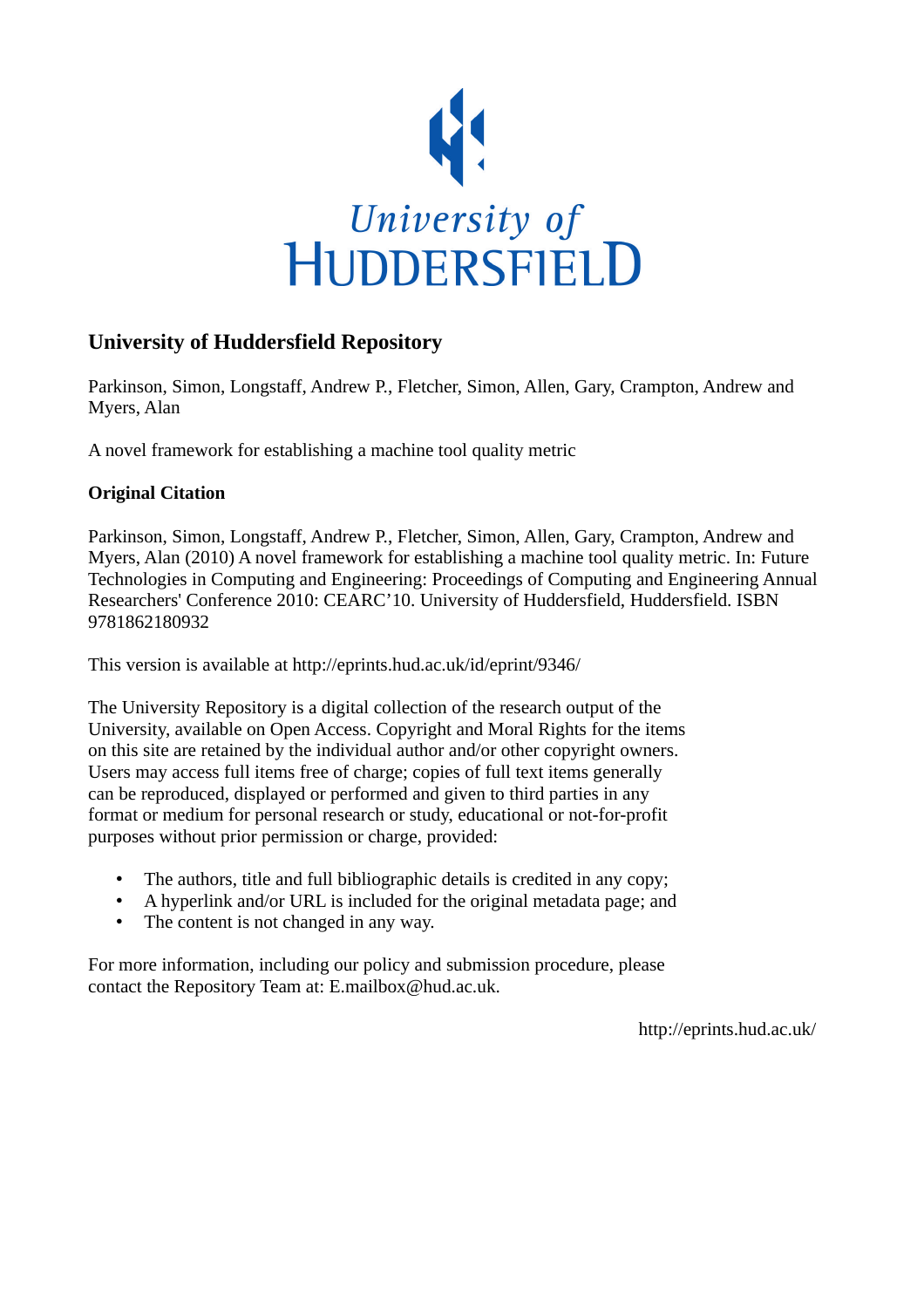# University of Huddersfield Repository

Parkinson, Simon, Longstaff, Andrew P., Fletcher, Simon, Allen, Gary, Crampton, Andrew and Myers, Alan

A novel framework for establishing a machine tool quality metric

## Original Citation

Parkinson, Simon, Longstaff, Andrew P., Fletcher, Simon, Allen, Gary, Crampton, Andrew and Myers, Alan (2010) A novel framework for establishing a machine tool quality metric. In: Future Technologies in Computing and Engineering: Proceedings of Computing and Engineering Annual Researchers' Conference 2010: CEARC'10. University of Huddersfield, Huddersfield. ISBN 9781862180932

This version is available at http://eprints.hud.ac.uk/id/eprint/9346/

The University Repository is a digital collection of the research output of the University, available on Open Access. Copyright and Moral Rights for the items on this site are retained by the individual author and/or other copyright owners. Users may access full items free of charge; copies of full text items generally can be reproduced, displayed or performed and given to third parties in any format or medium for personal research or study, educational or not-for-profit purposes without prior permission or charge, provided:

- The authors, title and full bibliographic details is credited in any copy;
- A hyperlink and/or URL is included for the original metadata page; and
- The content is not changed in any way.

For more information, including our policy and submission procedure, please contact the Repository Team at: E.mailbox@hud.ac.uk.

http://eprints.hud.ac.uk/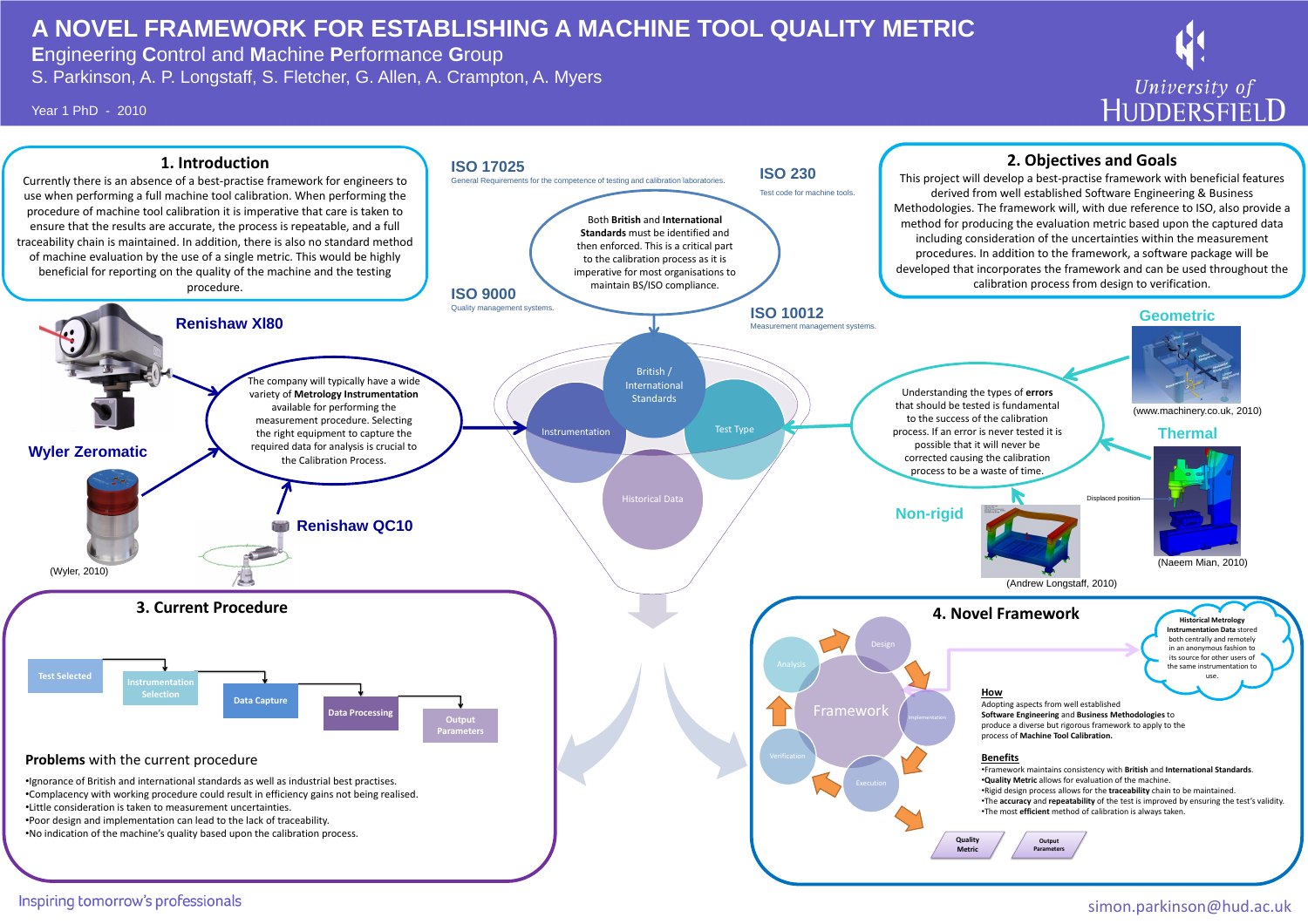# A NOVEL FRAMEWORK FOR ESTABLISHING A MACHINE TOOL QUALITY METRIC

**E**ngineering **C**ontrol and **M**achine **P**erformance **G**roup

S. Parkinson, A. P. Longstaff, S. Fletcher, G. Allen, A. Crampton, A. Myers

Year 1 PhD - 2010

University of HUDDERSFIELD

## 1. Introduction

Currently there is an absence of a best-practise framework for engineers to use when performing a full machine tool calibration. When performing the procedure of machine tool calibration it is imperative that care is taken to ensure that the results are accurate, the process is repeatable, and a full traceability chain is maintained. In addition, there is also no standard method of machine evaluation by the use of a single metric. This would be highly beneficial for reporting on the quality of the machine and the testing procedure.

**ISO 17025**
General Requirements for the competence of testing and calibration laboratories.

**ISO 230**
Test code for machine tools.

**ISO 9000**
Quality management systems.

**ISO 10012**
Measurement management systems.

Both **British** and **International Standards** must be identified and then enforced. This is a critical part to the calibration process as it is imperative for most organisations to maintain BS/ISO compliance.

British / International Standards

Instrumentation

Test Type

Historical Data

## 2. Objectives and Goals

This project will develop a best-practise framework with beneficial features derived from well established Software Engineering & Business Methodologies. The framework will, with due reference to ISO, also provide a method for producing the evaluation metric based upon the captured data including consideration of the uncertainties within the measurement procedures. In addition to the framework, a software package will be developed that incorporates the framework and can be used throughout the calibration process from design to verification.

**Renishaw XI80**

**Wyler Zeromatic**

**Renishaw QC10**

(Wyler, 2010)

The company will typically have a wide variety of **Metrology Instrumentation** available for performing the measurement procedure. Selecting the right equipment to capture the required data for analysis is crucial to the Calibration Process.

Understanding the types of **errors** that should be tested is fundamental to the success of the calibration process. If an error is never tested it is possible that it will never be corrected causing the calibration process to be a waste of time.

**Geometric**

(www.machinery.co.uk, 2010)

**Thermal**

Displaced position

(Naeem Mian, 2010)

**Non-rigid**

(Andrew Longstaff, 2010)

## 3. Current Procedure

Test Selected → Instrumentation Selection → Data Capture → Data Processing → Output Parameters

**Problems** with the current procedure

- Ignorance of British and international standards as well as industrial best practises.
- Complacency with working procedure could result in efficiency gains not being realised.
- Little consideration is taken to measurement uncertainties.
- Poor design and implementation can lead to the lack of traceability.
- No indication of the machine's quality based upon the calibration process.

## 4. Novel Framework

Framework: Analysis, Design, Implementation, Execution, Verification

**Historical Metrology Instrumentation Data** stored both centrally and remotely in an anonymous fashion to its source for other users of the same instrumentation to use.

**How**

Adopting aspects from well established **Software Engineering** and **Business Methodologies** to produce a diverse but rigorous framework to apply to the process of **Machine Tool Calibration.**

**Benefits**

- Framework maintains consistency with **British** and **International Standards**.
- **Quality Metric** allows for evaluation of the machine.
- Rigid design process allows for the **traceability** chain to be maintained.
- The **accuracy** and **repeatability** of the test is improved by ensuring the test's validity.
- The most **efficient** method of calibration is always taken.

Quality Metric

Output Parameters

Inspiring tomorrow's professionals

simon.parkinson@hud.ac.uk